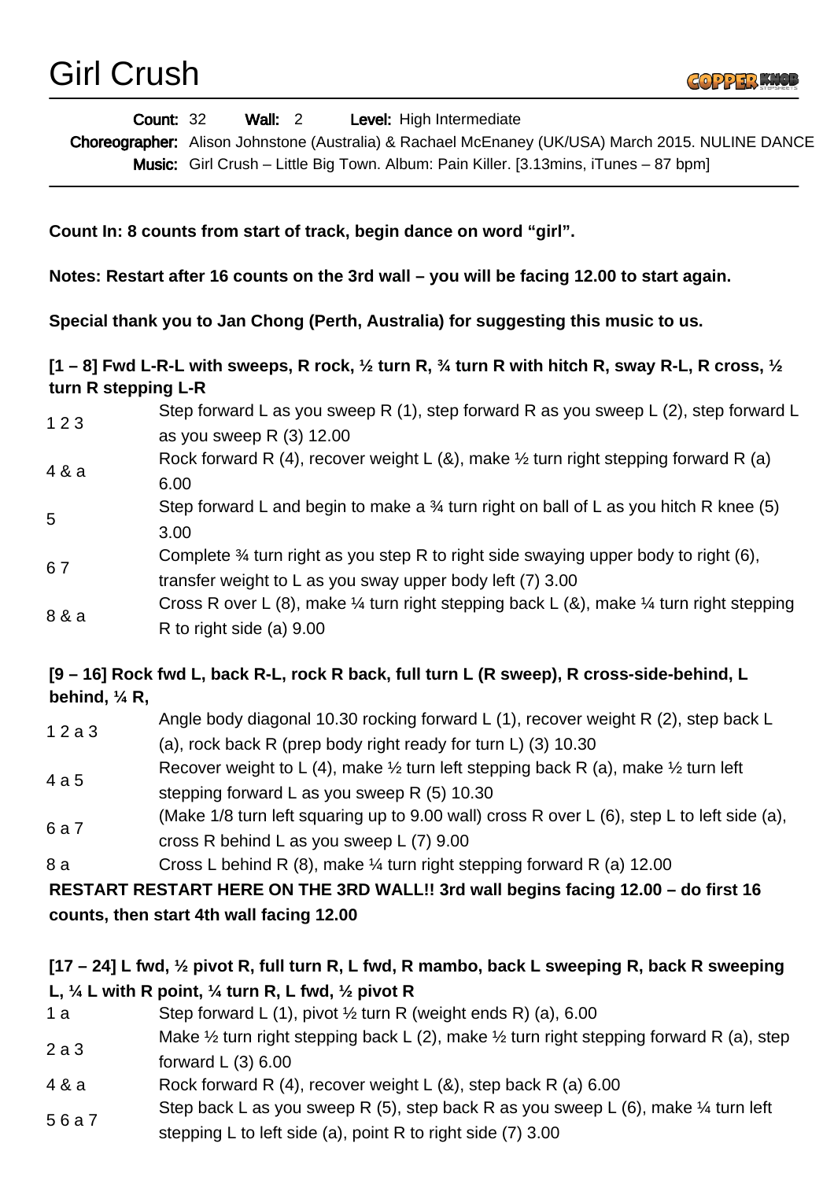# Girl Crush

**Count:** 32 **Wall:** 2 **Level:** High Intermediate

**Choreographer:** Alison Johnstone (Australia) & Rachael McEnaney (UK/USA) March 2015. NULINE DANCE

**Music:** Girl Crush – Little Big Town. Album: Pain Killer. [3.13mins, iTunes – 87 bpm]

**Count In: 8 counts from start of track, begin dance on word "girl".**

**Notes: Restart after 16 counts on the 3rd wall – you will be facing 12.00 to start again.**

**Special thank you to Jan Chong (Perth, Australia) for suggesting this music to us.**

### [1 – 8] Fwd L-R-L with sweeps, R rock, ½ turn R, ¾ turn R with hitch R, sway R-L, R cross, ½ turn R stepping L-R

| | |
|---|---|
| 1 2 3 | Step forward L as you sweep R (1), step forward R as you sweep L (2), step forward L as you sweep R (3) 12.00 |
| 4 & a | Rock forward R (4), recover weight L (&), make ½ turn right stepping forward R (a) 6.00 |
| 5 | Step forward L and begin to make a ¾ turn right on ball of L as you hitch R knee (5) 3.00 |
| 6 7 | Complete ¾ turn right as you step R to right side swaying upper body to right (6), transfer weight to L as you sway upper body left (7) 3.00 |
| 8 & a | Cross R over L (8), make ¼ turn right stepping back L (&), make ¼ turn right stepping R to right side (a) 9.00 |

### [9 – 16] Rock fwd L, back R-L, rock R back, full turn L (R sweep), R cross-side-behind, L behind, ¼ R,

| | |
|---|---|
| 1 2 a 3 | Angle body diagonal 10.30 rocking forward L (1), recover weight R (2), step back L (a), rock back R (prep body right ready for turn L) (3) 10.30 |
| 4 a 5 | Recover weight to L (4), make ½ turn left stepping back R (a), make ½ turn left stepping forward L as you sweep R (5) 10.30 |
| 6 a 7 | (Make 1/8 turn left squaring up to 9.00 wall) cross R over L (6), step L to left side (a), cross R behind L as you sweep L (7) 9.00 |
| 8 a | Cross L behind R (8), make ¼ turn right stepping forward R (a) 12.00 |

**RESTART RESTART HERE ON THE 3RD WALL!! 3rd wall begins facing 12.00 – do first 16 counts, then start 4th wall facing 12.00**

### [17 – 24] L fwd, ½ pivot R, full turn R, L fwd, R mambo, back L sweeping R, back R sweeping L, ¼ L with R point, ¼ turn R, L fwd, ½ pivot R

| | |
|---|---|
| 1 a | Step forward L (1), pivot ½ turn R (weight ends R) (a), 6.00 |
| 2 a 3 | Make ½ turn right stepping back L (2), make ½ turn right stepping forward R (a), step forward L (3) 6.00 |
| 4 & a | Rock forward R (4), recover weight L (&), step back R (a) 6.00 |
| 5 6 a 7 | Step back L as you sweep R (5), step back R as you sweep L (6), make ¼ turn left stepping L to left side (a), point R to right side (7) 3.00 |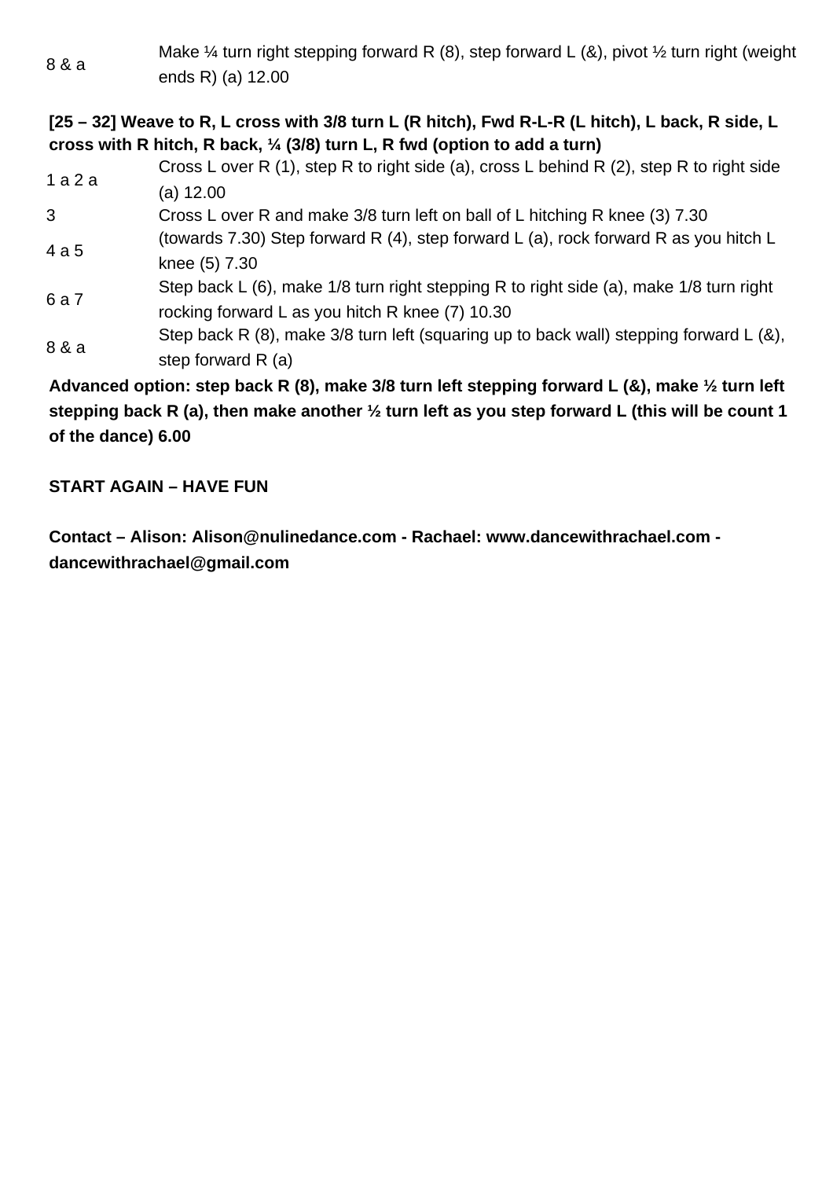| | |
|---|---|
| 8 & a | Make ¼ turn right stepping forward R (8), step forward L (&), pivot ½ turn right (weight ends R) (a) 12.00 |

**[25 – 32] Weave to R, L cross with 3/8 turn L (R hitch), Fwd R-L-R (L hitch), L back, R side, L cross with R hitch, R back, ¼ (3/8) turn L, R fwd (option to add a turn)**

| | |
|---|---|
| 1 a 2 a | Cross L over R (1), step R to right side (a), cross L behind R (2), step R to right side (a) 12.00 |
| 3 | Cross L over R and make 3/8 turn left on ball of L hitching R knee (3) 7.30 |
| 4 a 5 | (towards 7.30) Step forward R (4), step forward L (a), rock forward R as you hitch L knee (5) 7.30 |
| 6 a 7 | Step back L (6), make 1/8 turn right stepping R to right side (a), make 1/8 turn right rocking forward L as you hitch R knee (7) 10.30 |
| 8 & a | Step back R (8), make 3/8 turn left (squaring up to back wall) stepping forward L (&), step forward R (a) |

**Advanced option: step back R (8), make 3/8 turn left stepping forward L (&), make ½ turn left stepping back R (a), then make another ½ turn left as you step forward L (this will be count 1 of the dance) 6.00**

**START AGAIN – HAVE FUN**

**Contact – Alison: Alison@nulinedance.com - Rachael: www.dancewithrachael.com - dancewithrachael@gmail.com**